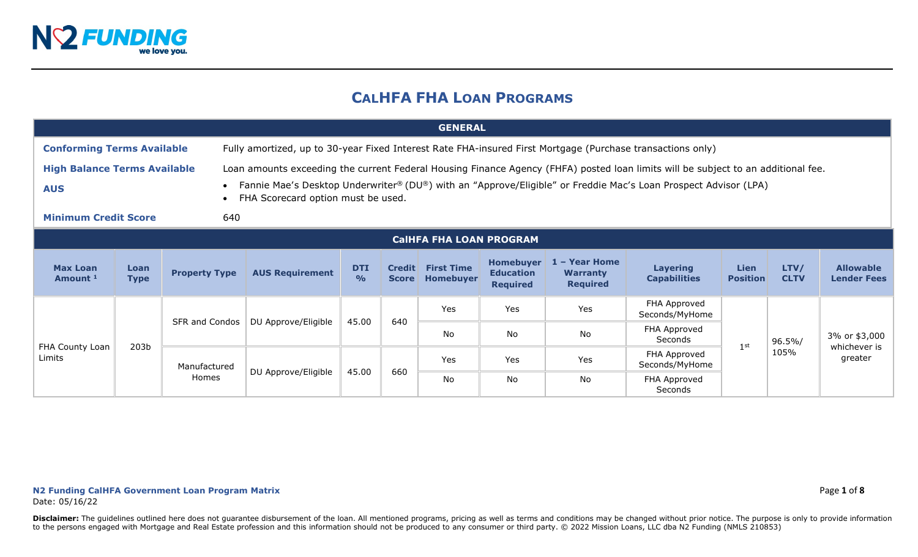# CalHFA FHA Loan Programs

| GENERAL | |
|---|---|
| **Conforming Terms Available** | Fully amortized, up to 30-year Fixed Interest Rate FHA-insured First Mortgage (Purchase transactions only) |
| **High Balance Terms Available** | Loan amounts exceeding the current Federal Housing Finance Agency (FHFA) posted loan limits will be subject to an additional fee. |
| **AUS** | • Fannie Mae's Desktop Underwriter® (DU®) with an "Approve/Eligible" or Freddie Mac's Loan Prospect Advisor (LPA)<br>• FHA Scorecard option must be used. |
| **Minimum Credit Score** | 640 |

## CalHFA FHA Loan Program

| Max Loan Amount [1] | Loan Type | Property Type | AUS Requirement | DTI % | Credit Score | First Time Homebuyer | Homebuyer Education Required | 1 – Year Home Warranty Required | Layering Capabilities | Lien Position | LTV/ CLTV | Allowable Lender Fees |
|---|---|---|---|---|---|---|---|---|---|---|---|---|
| FHA County Loan Limits | 203b | SFR and Condos | DU Approve/Eligible | 45.00 | 640 | Yes | Yes | Yes | FHA Approved Seconds/MyHome | 1st | 96.5%/ 105% | 3% or $3,000 whichever is greater |
| | | | | | | No | No | No | FHA Approved Seconds | | | |
| | | Manufactured Homes | DU Approve/Eligible | 45.00 | 660 | Yes | Yes | Yes | FHA Approved Seconds/MyHome | | | |
| | | | | | | No | No | No | FHA Approved Seconds | | | |

**N2 Funding CalHFA Government Loan Program Matrix**
Date: 05/16/22

**Disclaimer:** The guidelines outlined here does not guarantee disbursement of the loan. All mentioned programs, pricing as well as terms and conditions may be changed without prior notice. The purpose is only to provide information to the persons engaged with Mortgage and Real Estate profession and this information should not be produced to any consumer or third party. © 2022 Mission Loans, LLC dba N2 Funding (NMLS 210853)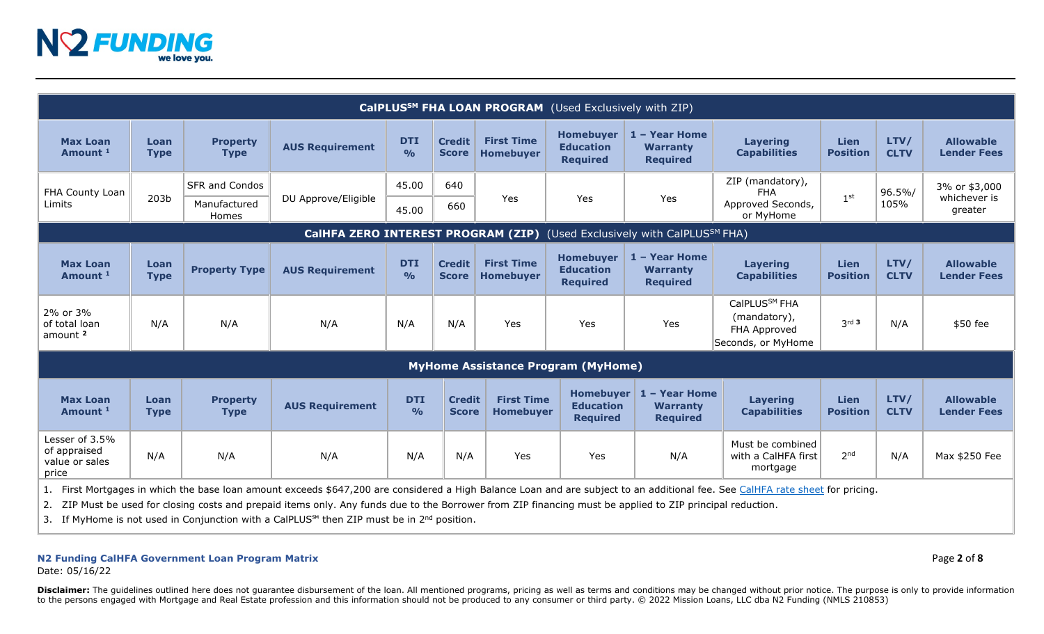| **CalPLUS℠ FHA LOAN PROGRAM** (Used Exclusively with ZIP) | | | | | | | | | | | | |
|---|---|---|---|---|---|---|---|---|---|---|---|---|
| **Max Loan Amount [1]** | **Loan Type** | **Property Type** | **AUS Requirement** | **DTI %** | **Credit Score** | **First Time Homebuyer** | **Homebuyer Education Required** | **1 – Year Home Warranty Required** | **Layering Capabilities** | **Lien Position** | **LTV/ CLTV** | **Allowable Lender Fees** |
| FHA County Loan Limits | 203b | SFR and Condos | DU Approve/Eligible | 45.00 | 640 | Yes | Yes | Yes | ZIP (mandatory), FHA Approved Seconds, or MyHome | 1st | 96.5%/ 105% | 3% or $3,000 whichever is greater |
| | | Manufactured Homes | | 45.00 | 660 | | | | | | | |

| **CalHFA ZERO INTEREST PROGRAM (ZIP)** (Used Exclusively with CalPLUS℠ FHA) | | | | | | | | | | | | |
|---|---|---|---|---|---|---|---|---|---|---|---|---|
| **Max Loan Amount [1]** | **Loan Type** | **Property Type** | **AUS Requirement** | **DTI %** | **Credit Score** | **First Time Homebuyer** | **Homebuyer Education Required** | **1 – Year Home Warranty Required** | **Layering Capabilities** | **Lien Position** | **LTV/ CLTV** | **Allowable Lender Fees** |
| 2% or 3% of total loan amount [2] | N/A | N/A | N/A | N/A | N/A | Yes | Yes | Yes | CalPLUS℠ FHA (mandatory), FHA Approved Seconds, or MyHome | 3rd [3] | N/A | $50 fee |

| **MyHome Assistance Program (MyHome)** | | | | | | | | | | | | |
|---|---|---|---|---|---|---|---|---|---|---|---|---|
| **Max Loan Amount [1]** | **Loan Type** | **Property Type** | **AUS Requirement** | **DTI %** | **Credit Score** | **First Time Homebuyer** | **Homebuyer Education Required** | **1 – Year Home Warranty Required** | **Layering Capabilities** | **Lien Position** | **LTV/ CLTV** | **Allowable Lender Fees** |
| Lesser of 3.5% of appraised value or sales price | N/A | N/A | N/A | N/A | N/A | Yes | Yes | N/A | Must be combined with a CalHFA first mortgage | 2nd | N/A | Max $250 Fee |

1. First Mortgages in which the base loan amount exceeds $647,200 are considered a High Balance Loan and are subject to an additional fee. See CalHFA rate sheet for pricing.
2. ZIP Must be used for closing costs and prepaid items only. Any funds due to the Borrower from ZIP financing must be applied to ZIP principal reduction.
3. If MyHome is not used in Conjunction with a CalPLUS℠ then ZIP must be in 2nd position.

**N2 Funding CalHFA Government Loan Program Matrix**
Date: 05/16/22

**Disclaimer:** The guidelines outlined here does not guarantee disbursement of the loan. All mentioned programs, pricing as well as terms and conditions may be changed without prior notice. The purpose is only to provide information to the persons engaged with Mortgage and Real Estate profession and this information should not be produced to any consumer or third party. © 2022 Mission Loans, LLC dba N2 Funding (NMLS 210853)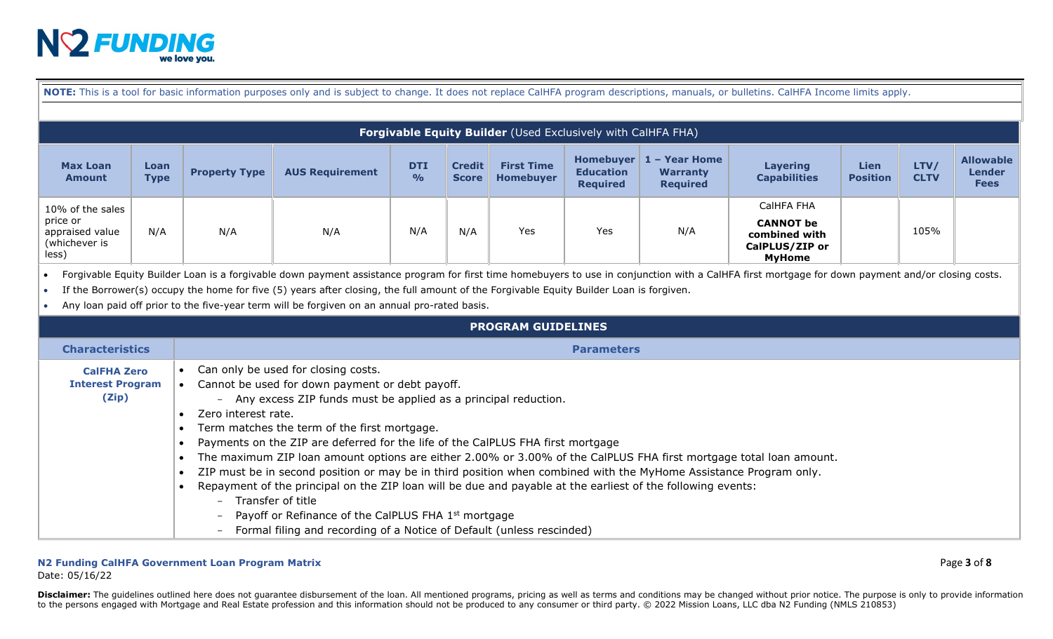**NOTE:** This is a tool for basic information purposes only and is subject to change. It does not replace CalHFA program descriptions, manuals, or bulletins. CalHFA Income limits apply.

## Forgivable Equity Builder (Used Exclusively with CalHFA FHA)

| Max Loan Amount | Loan Type | Property Type | AUS Requirement | DTI % | Credit Score | First Time Homebuyer | Homebuyer Education Required | 1 – Year Home Warranty Required | Layering Capabilities | Lien Position | LTV/ CLTV | Allowable Lender Fees |
|---|---|---|---|---|---|---|---|---|---|---|---|---|
| 10% of the sales price or appraised value (whichever is less) | N/A | N/A | N/A | N/A | N/A | Yes | Yes | N/A | CalHFA FHA **CANNOT be combined with CalPLUS/ZIP or MyHome** | | 105% | |

- Forgivable Equity Builder Loan is a forgivable down payment assistance program for first time homebuyers to use in conjunction with a CalHFA first mortgage for down payment and/or closing costs.
- If the Borrower(s) occupy the home for five (5) years after closing, the full amount of the Forgivable Equity Builder Loan is forgiven.
- Any loan paid off prior to the five-year term will be forgiven on an annual pro-rated basis.

## PROGRAM GUIDELINES

| Characteristics | Parameters |
|---|---|
| **CalFHA Zero Interest Program (Zip)** | • Can only be used for closing costs.<br>• Cannot be used for down payment or debt payoff.<br>&nbsp;&nbsp;– Any excess ZIP funds must be applied as a principal reduction.<br>• Zero interest rate.<br>• Term matches the term of the first mortgage.<br>• Payments on the ZIP are deferred for the life of the CalPLUS FHA first mortgage<br>• The maximum ZIP loan amount options are either 2.00% or 3.00% of the CalPLUS FHA first mortgage total loan amount.<br>• ZIP must be in second position or may be in third position when combined with the MyHome Assistance Program only.<br>• Repayment of the principal on the ZIP loan will be due and payable at the earliest of the following events:<br>&nbsp;&nbsp;– Transfer of title<br>&nbsp;&nbsp;– Payoff or Refinance of the CalPLUS FHA 1st mortgage<br>&nbsp;&nbsp;– Formal filing and recording of a Notice of Default (unless rescinded) |

**N2 Funding CalHFA Government Loan Program Matrix**
Date: 05/16/22

**Disclaimer:** The guidelines outlined here does not guarantee disbursement of the loan. All mentioned programs, pricing as well as terms and conditions may be changed without prior notice. The purpose is only to provide information to the persons engaged with Mortgage and Real Estate profession and this information should not be produced to any consumer or third party. © 2022 Mission Loans, LLC dba N2 Funding (NMLS 210853)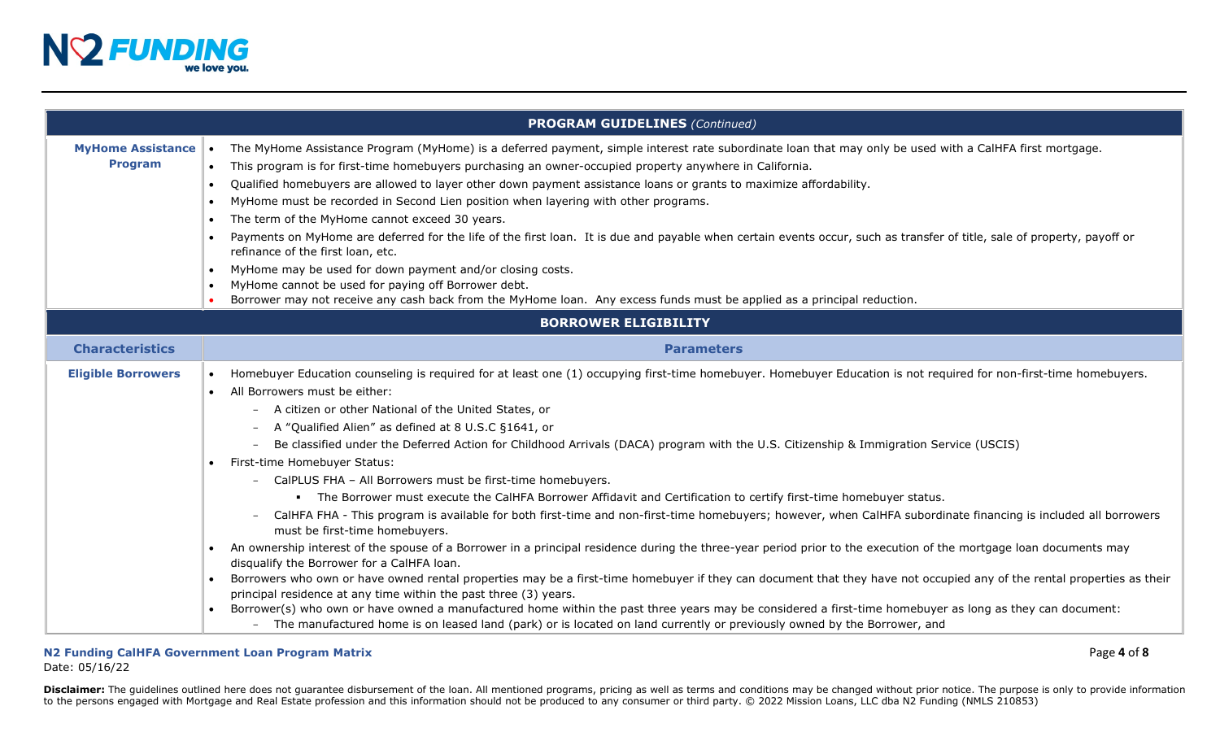| **PROGRAM GUIDELINES** *(Continued)* | |
|---|---|
| **MyHome Assistance Program** | • The MyHome Assistance Program (MyHome) is a deferred payment, simple interest rate subordinate loan that may only be used with a CalHFA first mortgage.<br>• This program is for first-time homebuyers purchasing an owner-occupied property anywhere in California.<br>• Qualified homebuyers are allowed to layer other down payment assistance loans or grants to maximize affordability.<br>• MyHome must be recorded in Second Lien position when layering with other programs.<br>• The term of the MyHome cannot exceed 30 years.<br>• Payments on MyHome are deferred for the life of the first loan. It is due and payable when certain events occur, such as transfer of title, sale of property, payoff or refinance of the first loan, etc.<br>• MyHome may be used for down payment and/or closing costs.<br>• MyHome cannot be used for paying off Borrower debt.<br>• Borrower may not receive any cash back from the MyHome loan. Any excess funds must be applied as a principal reduction. |

| **BORROWER ELIGIBILITY** | |
|---|---|
| **Characteristics** | **Parameters** |
| **Eligible Borrowers** | • Homebuyer Education counseling is required for at least one (1) occupying first-time homebuyer. Homebuyer Education is not required for non-first-time homebuyers.<br>• All Borrowers must be either:<br>  – A citizen or other National of the United States, or<br>  – A "Qualified Alien" as defined at 8 U.S.C §1641, or<br>  – Be classified under the Deferred Action for Childhood Arrivals (DACA) program with the U.S. Citizenship & Immigration Service (USCIS)<br>• First-time Homebuyer Status:<br>  – CalPLUS FHA – All Borrowers must be first-time homebuyers.<br>    ▪ The Borrower must execute the CalHFA Borrower Affidavit and Certification to certify first-time homebuyer status.<br>  – CalHFA FHA - This program is available for both first-time and non-first-time homebuyers; however, when CalHFA subordinate financing is included all borrowers must be first-time homebuyers.<br>• An ownership interest of the spouse of a Borrower in a principal residence during the three-year period prior to the execution of the mortgage loan documents may disqualify the Borrower for a CalHFA loan.<br>• Borrowers who own or have owned rental properties may be a first-time homebuyer if they can document that they have not occupied any of the rental properties as their principal residence at any time within the past three (3) years.<br>• Borrower(s) who own or have owned a manufactured home within the past three years may be considered a first-time homebuyer as long as they can document:<br>  – The manufactured home is on leased land (park) or is located on land currently or previously owned by the Borrower, and |

**N2 Funding CalHFA Government Loan Program Matrix**
Date: 05/16/22

**Disclaimer:** The guidelines outlined here does not guarantee disbursement of the loan. All mentioned programs, pricing as well as terms and conditions may be changed without prior notice. The purpose is only to provide information to the persons engaged with Mortgage and Real Estate profession and this information should not be produced to any consumer or third party. © 2022 Mission Loans, LLC dba N2 Funding (NMLS 210853)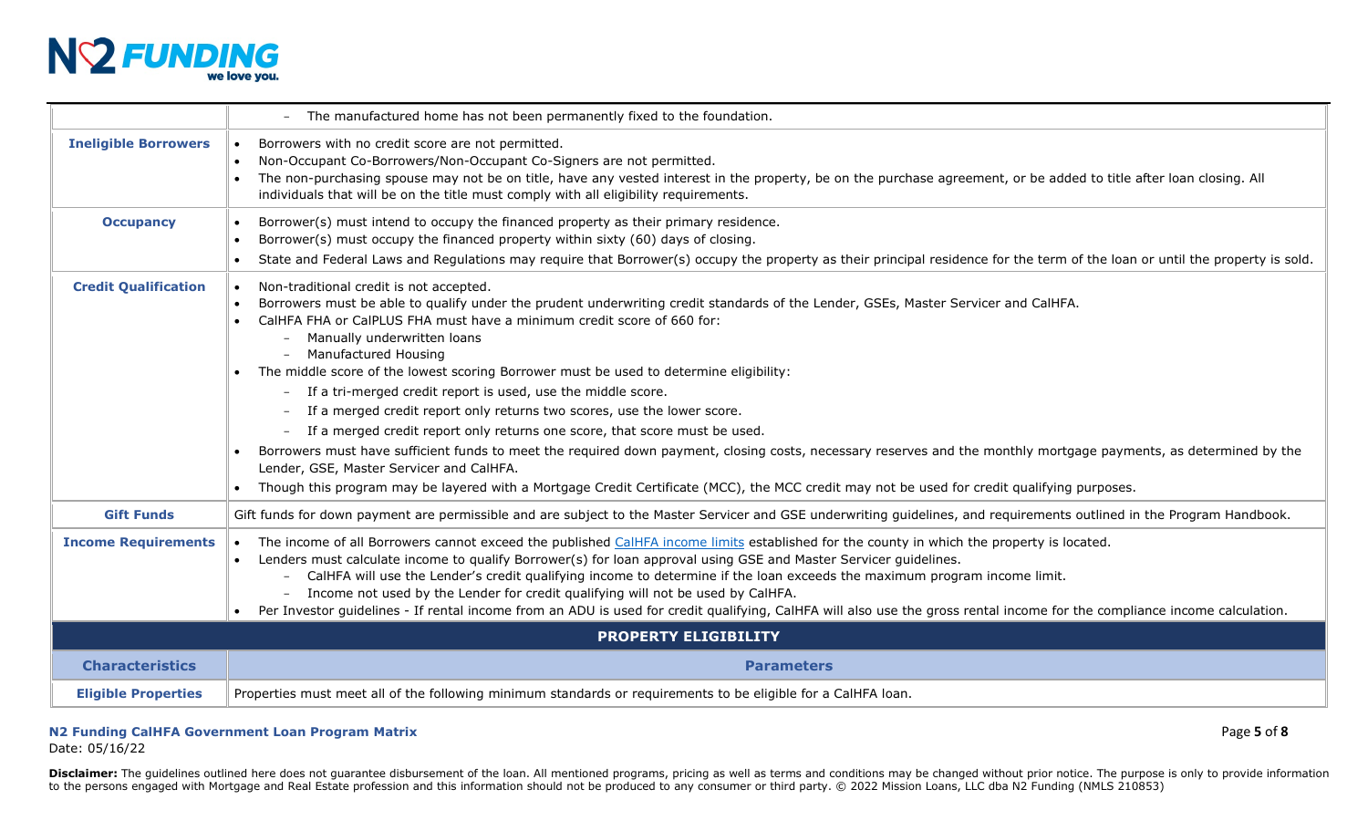| | |
|---|---|
| | – The manufactured home has not been permanently fixed to the foundation. |
| **Ineligible Borrowers** | • Borrowers with no credit score are not permitted.<br>• Non-Occupant Co-Borrowers/Non-Occupant Co-Signers are not permitted.<br>• The non-purchasing spouse may not be on title, have any vested interest in the property, be on the purchase agreement, or be added to title after loan closing. All individuals that will be on the title must comply with all eligibility requirements. |
| **Occupancy** | • Borrower(s) must intend to occupy the financed property as their primary residence.<br>• Borrower(s) must occupy the financed property within sixty (60) days of closing.<br>• State and Federal Laws and Regulations may require that Borrower(s) occupy the property as their principal residence for the term of the loan or until the property is sold. |
| **Credit Qualification** | • Non-traditional credit is not accepted.<br>• Borrowers must be able to qualify under the prudent underwriting credit standards of the Lender, GSEs, Master Servicer and CalHFA.<br>• CalHFA FHA or CalPLUS FHA must have a minimum credit score of 660 for:<br>&nbsp;&nbsp;– Manually underwritten loans<br>&nbsp;&nbsp;– Manufactured Housing<br>• The middle score of the lowest scoring Borrower must be used to determine eligibility:<br>&nbsp;&nbsp;– If a tri-merged credit report is used, use the middle score.<br>&nbsp;&nbsp;– If a merged credit report only returns two scores, use the lower score.<br>&nbsp;&nbsp;– If a merged credit report only returns one score, that score must be used.<br>• Borrowers must have sufficient funds to meet the required down payment, closing costs, necessary reserves and the monthly mortgage payments, as determined by the Lender, GSE, Master Servicer and CalHFA.<br>• Though this program may be layered with a Mortgage Credit Certificate (MCC), the MCC credit may not be used for credit qualifying purposes. |
| **Gift Funds** | Gift funds for down payment are permissible and are subject to the Master Servicer and GSE underwriting guidelines, and requirements outlined in the Program Handbook. |
| **Income Requirements** | • The income of all Borrowers cannot exceed the published CalHFA income limits established for the county in which the property is located.<br>• Lenders must calculate income to qualify Borrower(s) for loan approval using GSE and Master Servicer guidelines.<br>&nbsp;&nbsp;– CalHFA will use the Lender's credit qualifying income to determine if the loan exceeds the maximum program income limit.<br>&nbsp;&nbsp;– Income not used by the Lender for credit qualifying will not be used by CalHFA.<br>• Per Investor guidelines - If rental income from an ADU is used for credit qualifying, CalHFA will also use the gross rental income for the compliance income calculation. |
| **PROPERTY ELIGIBILITY** | |
| **Characteristics** | **Parameters** |
| **Eligible Properties** | Properties must meet all of the following minimum standards or requirements to be eligible for a CalHFA loan. |

**N2 Funding CalHFA Government Loan Program Matrix**
Date: 05/16/22

**Disclaimer:** The guidelines outlined here does not guarantee disbursement of the loan. All mentioned programs, pricing as well as terms and conditions may be changed without prior notice. The purpose is only to provide information to the persons engaged with Mortgage and Real Estate profession and this information should not be produced to any consumer or third party. © 2022 Mission Loans, LLC dba N2 Funding (NMLS 210853)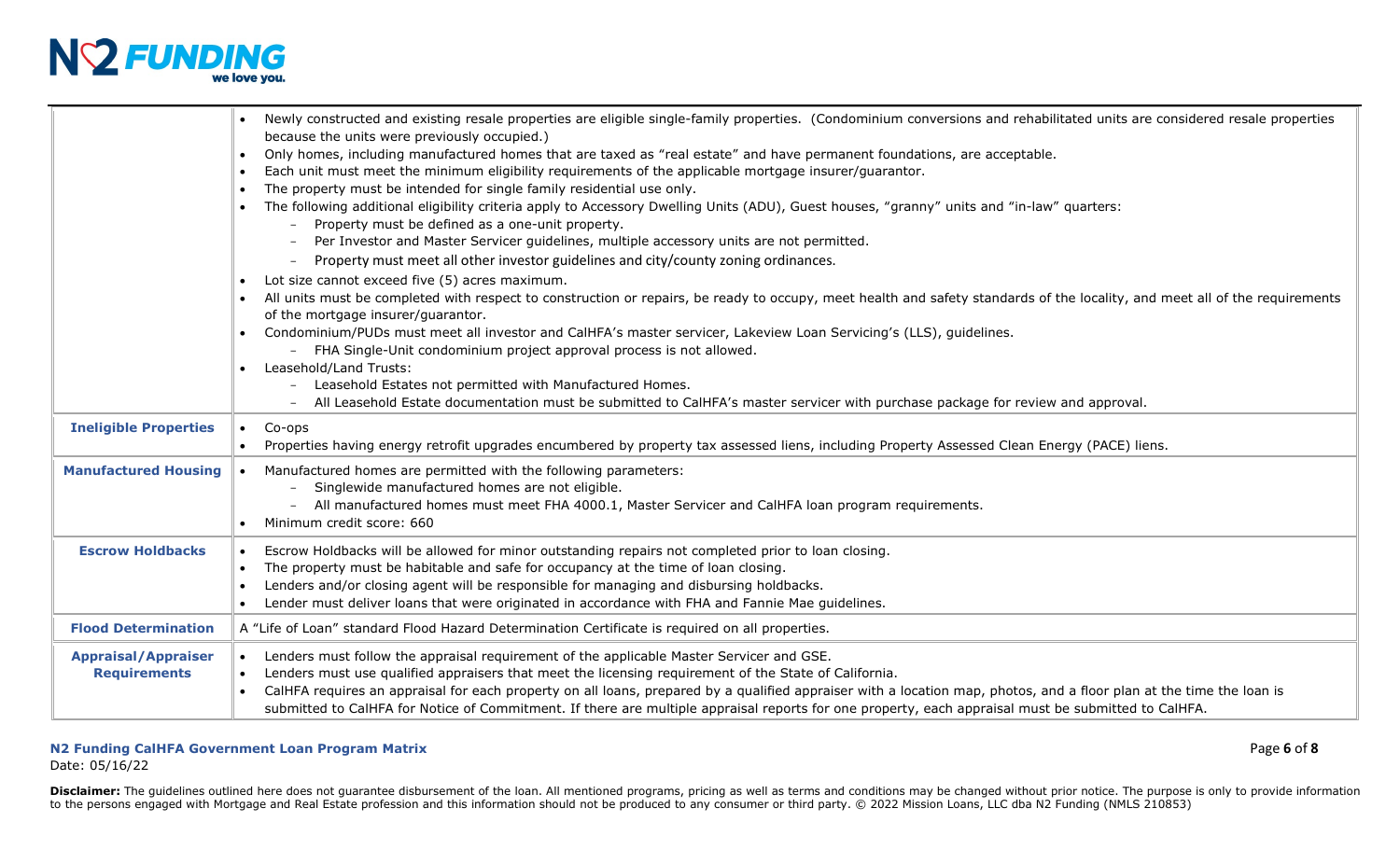| | |
|---|---|
| | • Newly constructed and existing resale properties are eligible single-family properties. (Condominium conversions and rehabilitated units are considered resale properties because the units were previously occupied.)<br>• Only homes, including manufactured homes that are taxed as "real estate" and have permanent foundations, are acceptable.<br>• Each unit must meet the minimum eligibility requirements of the applicable mortgage insurer/guarantor.<br>• The property must be intended for single family residential use only.<br>• The following additional eligibility criteria apply to Accessory Dwelling Units (ADU), Guest houses, "granny" units and "in-law" quarters:<br>  – Property must be defined as a one-unit property.<br>  – Per Investor and Master Servicer guidelines, multiple accessory units are not permitted.<br>  – Property must meet all other investor guidelines and city/county zoning ordinances.<br>• Lot size cannot exceed five (5) acres maximum.<br>• All units must be completed with respect to construction or repairs, be ready to occupy, meet health and safety standards of the locality, and meet all of the requirements of the mortgage insurer/guarantor.<br>• Condominium/PUDs must meet all investor and CalHFA's master servicer, Lakeview Loan Servicing's (LLS), guidelines.<br>  – FHA Single-Unit condominium project approval process is not allowed.<br>• Leasehold/Land Trusts:<br>  – Leasehold Estates not permitted with Manufactured Homes.<br>  – All Leasehold Estate documentation must be submitted to CalHFA's master servicer with purchase package for review and approval. |
| **Ineligible Properties** | • Co-ops<br>• Properties having energy retrofit upgrades encumbered by property tax assessed liens, including Property Assessed Clean Energy (PACE) liens. |
| **Manufactured Housing** | • Manufactured homes are permitted with the following parameters:<br>  – Singlewide manufactured homes are not eligible.<br>  – All manufactured homes must meet FHA 4000.1, Master Servicer and CalHFA loan program requirements.<br>• Minimum credit score: 660 |
| **Escrow Holdbacks** | • Escrow Holdbacks will be allowed for minor outstanding repairs not completed prior to loan closing.<br>• The property must be habitable and safe for occupancy at the time of loan closing.<br>• Lenders and/or closing agent will be responsible for managing and disbursing holdbacks.<br>• Lender must deliver loans that were originated in accordance with FHA and Fannie Mae guidelines. |
| **Flood Determination** | A "Life of Loan" standard Flood Hazard Determination Certificate is required on all properties. |
| **Appraisal/Appraiser Requirements** | • Lenders must follow the appraisal requirement of the applicable Master Servicer and GSE.<br>• Lenders must use qualified appraisers that meet the licensing requirement of the State of California.<br>• CalHFA requires an appraisal for each property on all loans, prepared by a qualified appraiser with a location map, photos, and a floor plan at the time the loan is submitted to CalHFA for Notice of Commitment. If there are multiple appraisal reports for one property, each appraisal must be submitted to CalHFA. |

**N2 Funding CalHFA Government Loan Program Matrix**
Date: 05/16/22

**Disclaimer:** The guidelines outlined here does not guarantee disbursement of the loan. All mentioned programs, pricing as well as terms and conditions may be changed without prior notice. The purpose is only to provide information to the persons engaged with Mortgage and Real Estate profession and this information should not be produced to any consumer or third party. © 2022 Mission Loans, LLC dba N2 Funding (NMLS 210853)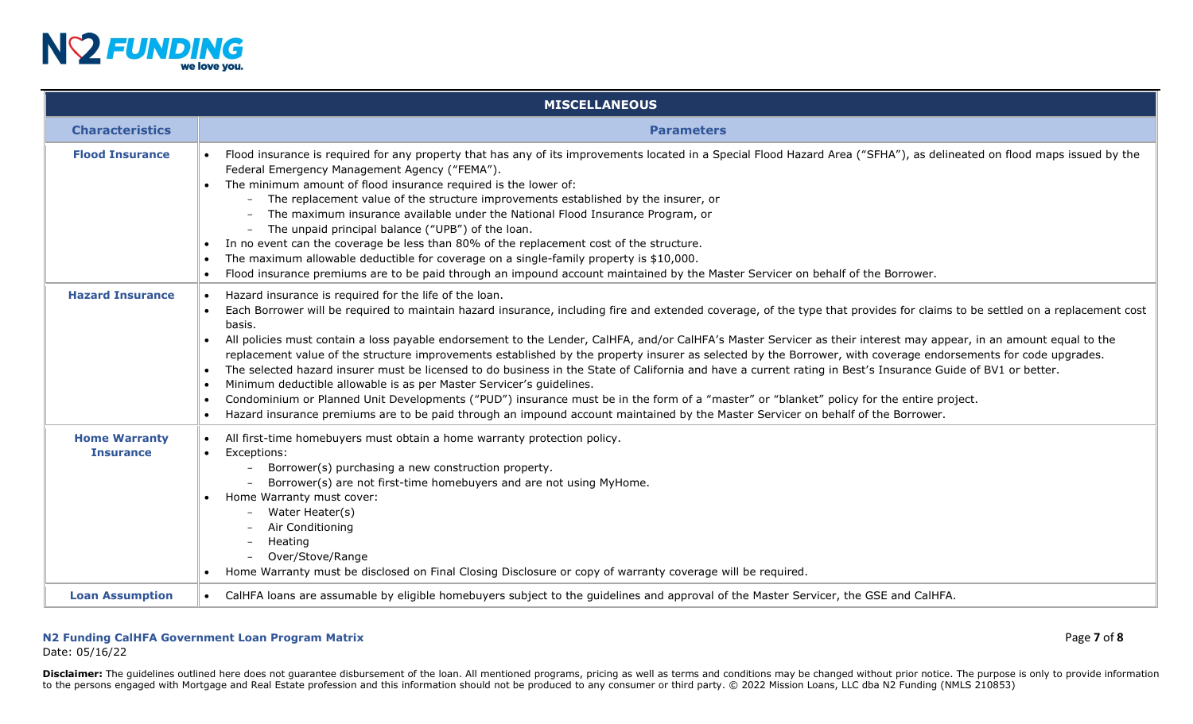| MISCELLANEOUS | |
|---|---|
| **Characteristics** | **Parameters** |
| **Flood Insurance** | • Flood insurance is required for any property that has any of its improvements located in a Special Flood Hazard Area ("SFHA"), as delineated on flood maps issued by the Federal Emergency Management Agency ("FEMA").<br>• The minimum amount of flood insurance required is the lower of:<br>  – The replacement value of the structure improvements established by the insurer, or<br>  – The maximum insurance available under the National Flood Insurance Program, or<br>  – The unpaid principal balance ("UPB") of the loan.<br>• In no event can the coverage be less than 80% of the replacement cost of the structure.<br>• The maximum allowable deductible for coverage on a single-family property is $10,000.<br>• Flood insurance premiums are to be paid through an impound account maintained by the Master Servicer on behalf of the Borrower. |
| **Hazard Insurance** | • Hazard insurance is required for the life of the loan.<br>• Each Borrower will be required to maintain hazard insurance, including fire and extended coverage, of the type that provides for claims to be settled on a replacement cost basis.<br>• All policies must contain a loss payable endorsement to the Lender, CalHFA, and/or CalHFA's Master Servicer as their interest may appear, in an amount equal to the replacement value of the structure improvements established by the property insurer as selected by the Borrower, with coverage endorsements for code upgrades.<br>• The selected hazard insurer must be licensed to do business in the State of California and have a current rating in Best's Insurance Guide of BV1 or better.<br>• Minimum deductible allowable is as per Master Servicer's guidelines.<br>• Condominium or Planned Unit Developments ("PUD") insurance must be in the form of a "master" or "blanket" policy for the entire project.<br>• Hazard insurance premiums are to be paid through an impound account maintained by the Master Servicer on behalf of the Borrower. |
| **Home Warranty Insurance** | • All first-time homebuyers must obtain a home warranty protection policy.<br>• Exceptions:<br>  – Borrower(s) purchasing a new construction property.<br>  – Borrower(s) are not first-time homebuyers and are not using MyHome.<br>• Home Warranty must cover:<br>  – Water Heater(s)<br>  – Air Conditioning<br>  – Heating<br>  – Over/Stove/Range<br>• Home Warranty must be disclosed on Final Closing Disclosure or copy of warranty coverage will be required. |
| **Loan Assumption** | • CalHFA loans are assumable by eligible homebuyers subject to the guidelines and approval of the Master Servicer, the GSE and CalHFA. |

**N2 Funding CalHFA Government Loan Program Matrix**
Date: 05/16/22

**Disclaimer:** The guidelines outlined here does not guarantee disbursement of the loan. All mentioned programs, pricing as well as terms and conditions may be changed without prior notice. The purpose is only to provide information to the persons engaged with Mortgage and Real Estate profession and this information should not be produced to any consumer or third party. © 2022 Mission Loans, LLC dba N2 Funding (NMLS 210853)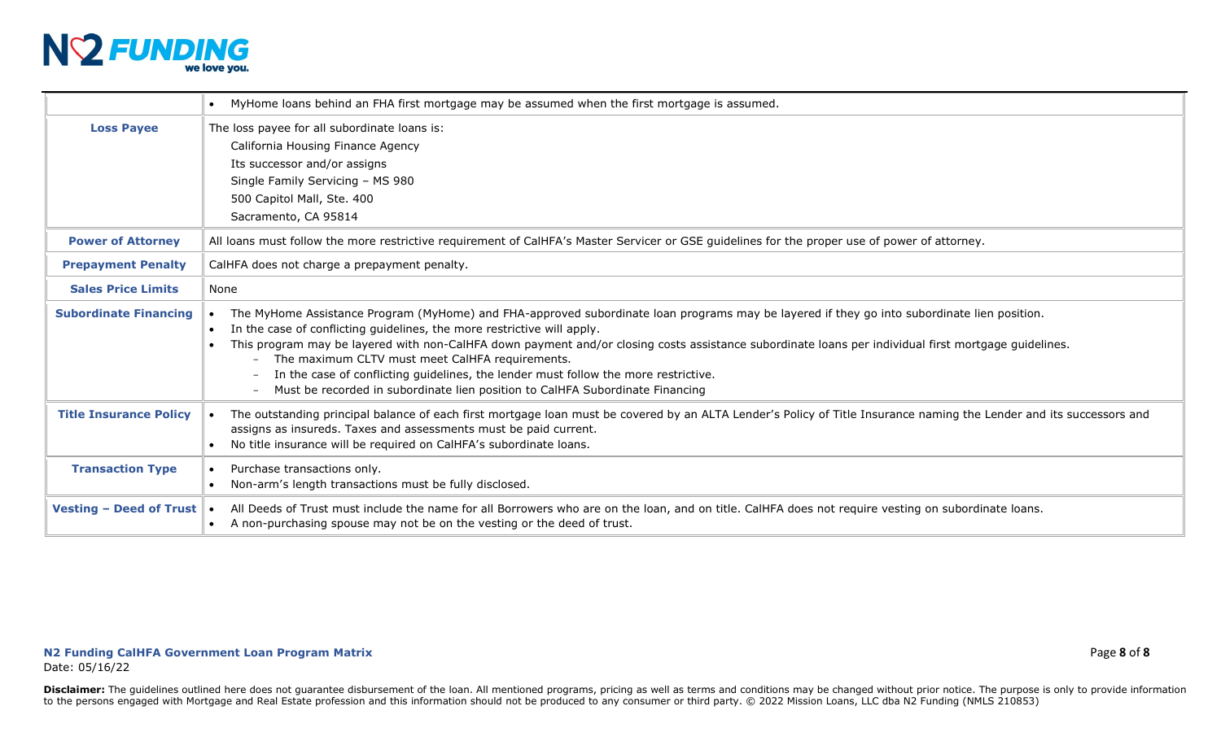| | |
|---|---|
| | • MyHome loans behind an FHA first mortgage may be assumed when the first mortgage is assumed. |
| **Loss Payee** | The loss payee for all subordinate loans is:<br>California Housing Finance Agency<br>Its successor and/or assigns<br>Single Family Servicing – MS 980<br>500 Capitol Mall, Ste. 400<br>Sacramento, CA 95814 |
| **Power of Attorney** | All loans must follow the more restrictive requirement of CalHFA's Master Servicer or GSE guidelines for the proper use of power of attorney. |
| **Prepayment Penalty** | CalHFA does not charge a prepayment penalty. |
| **Sales Price Limits** | None |
| **Subordinate Financing** | • The MyHome Assistance Program (MyHome) and FHA-approved subordinate loan programs may be layered if they go into subordinate lien position.<br>• In the case of conflicting guidelines, the more restrictive will apply.<br>• This program may be layered with non-CalHFA down payment and/or closing costs assistance subordinate loans per individual first mortgage guidelines.<br>  – The maximum CLTV must meet CalHFA requirements.<br>  – In the case of conflicting guidelines, the lender must follow the more restrictive.<br>  – Must be recorded in subordinate lien position to CalHFA Subordinate Financing |
| **Title Insurance Policy** | • The outstanding principal balance of each first mortgage loan must be covered by an ALTA Lender's Policy of Title Insurance naming the Lender and its successors and assigns as insureds. Taxes and assessments must be paid current.<br>• No title insurance will be required on CalHFA's subordinate loans. |
| **Transaction Type** | • Purchase transactions only.<br>• Non-arm's length transactions must be fully disclosed. |
| **Vesting – Deed of Trust** | • All Deeds of Trust must include the name for all Borrowers who are on the loan, and on title. CalHFA does not require vesting on subordinate loans.<br>• A non-purchasing spouse may not be on the vesting or the deed of trust. |

**N2 Funding CalHFA Government Loan Program Matrix**
Date: 05/16/22

**Disclaimer:** The guidelines outlined here does not guarantee disbursement of the loan. All mentioned programs, pricing as well as terms and conditions may be changed without prior notice. The purpose is only to provide information to the persons engaged with Mortgage and Real Estate profession and this information should not be produced to any consumer or third party. © 2022 Mission Loans, LLC dba N2 Funding (NMLS 210853)